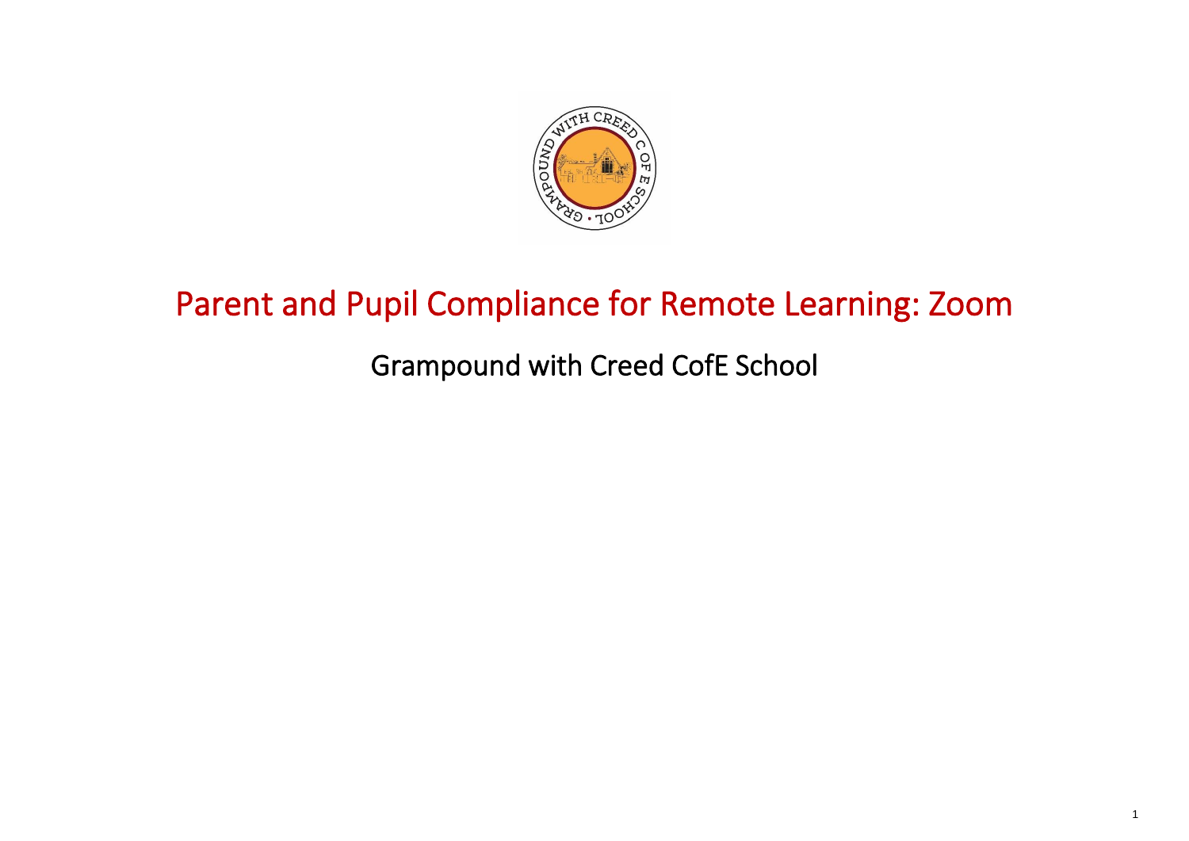# Parent and Pupil Compliance for Remote Learning: Zoom

## Grampound with Creed CofE School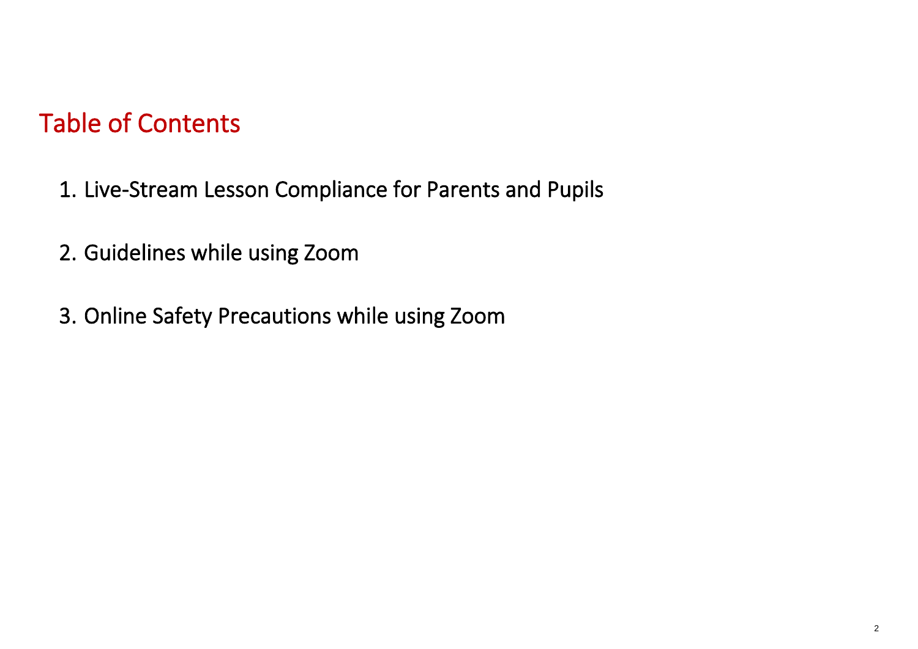# Table of Contents

1. Live-Stream Lesson Compliance for Parents and Pupils

2. Guidelines while using Zoom

3. Online Safety Precautions while using Zoom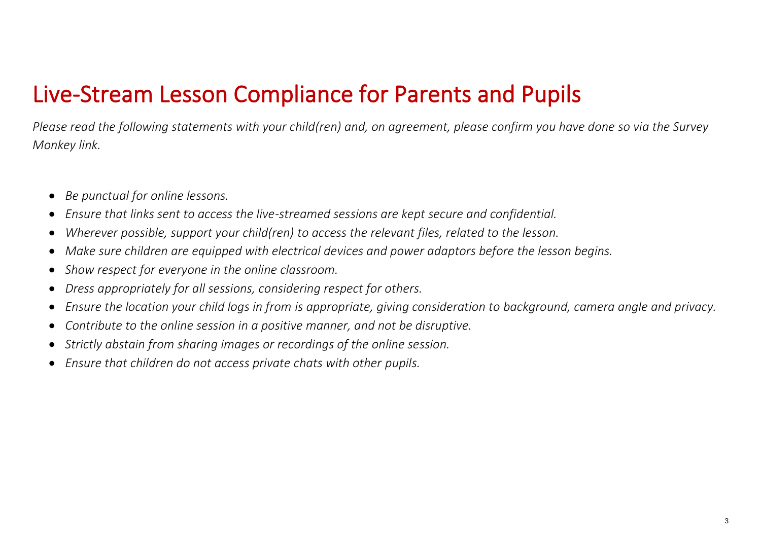# Live-Stream Lesson Compliance for Parents and Pupils

*Please read the following statements with your child(ren) and, on agreement, please confirm you have done so via the Survey Monkey link.*

- *Be punctual for online lessons.*
- *Ensure that links sent to access the live-streamed sessions are kept secure and confidential.*
- *Wherever possible, support your child(ren) to access the relevant files, related to the lesson.*
- *Make sure children are equipped with electrical devices and power adaptors before the lesson begins.*
- *Show respect for everyone in the online classroom.*
- *Dress appropriately for all sessions, considering respect for others.*
- *Ensure the location your child logs in from is appropriate, giving consideration to background, camera angle and privacy.*
- *Contribute to the online session in a positive manner, and not be disruptive.*
- *Strictly abstain from sharing images or recordings of the online session.*
- *Ensure that children do not access private chats with other pupils.*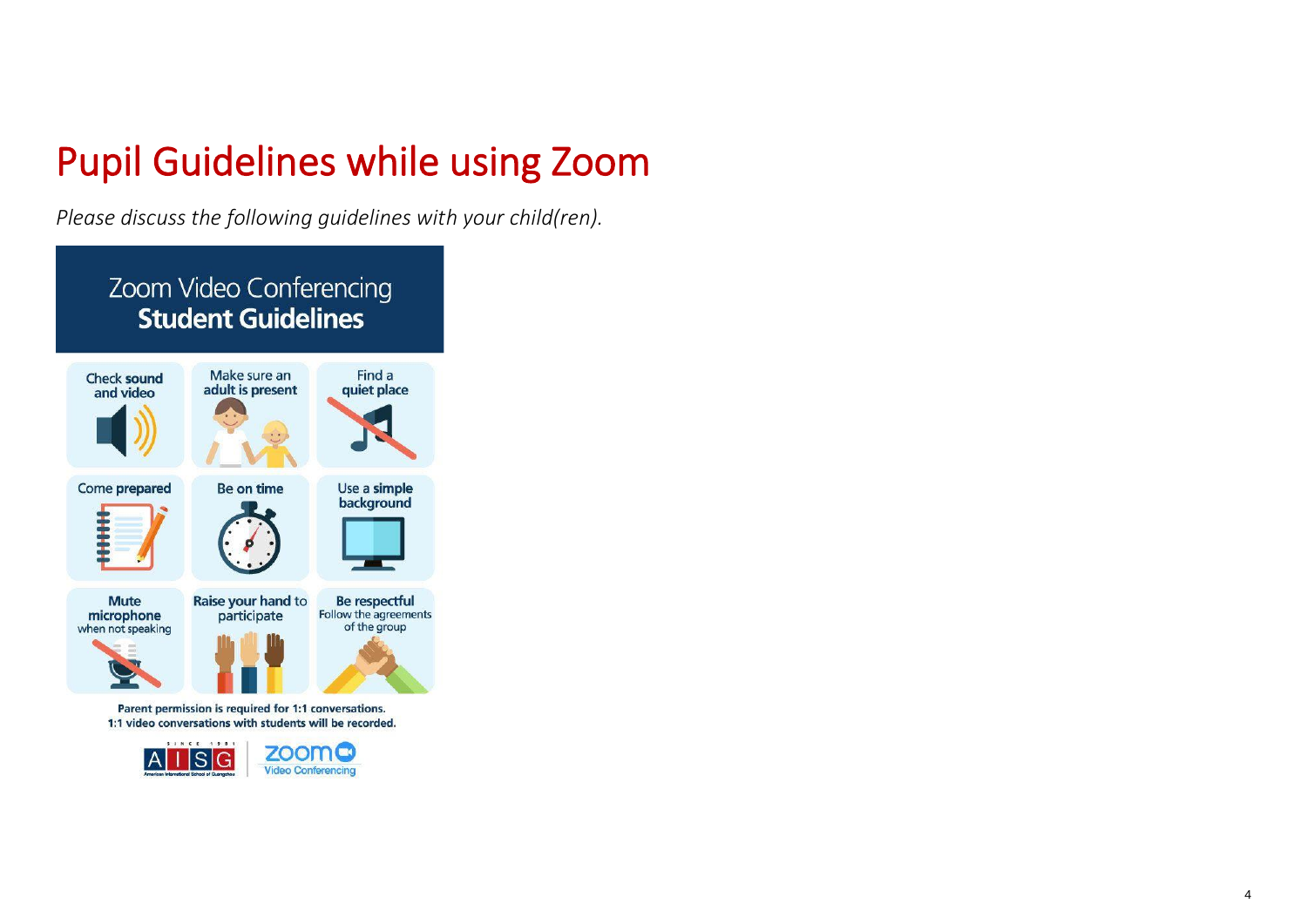# Pupil Guidelines while using Zoom

*Please discuss the following guidelines with your child(ren).*

## Zoom Video Conferencing
## Student Guidelines

| | | |
|---|---|---|
| Check **sound** and **video** | Make sure an **adult is present** | Find a **quiet place** |
| Come **prepared** | Be **on time** | Use a **simple background** |
| **Mute microphone** when not speaking | **Raise your hand** to participate | **Be respectful** Follow the agreements of the group |

Parent permission is required for 1:1 conversations.
1:1 video conversations with students will be recorded.

AISG | zoom Video Conferencing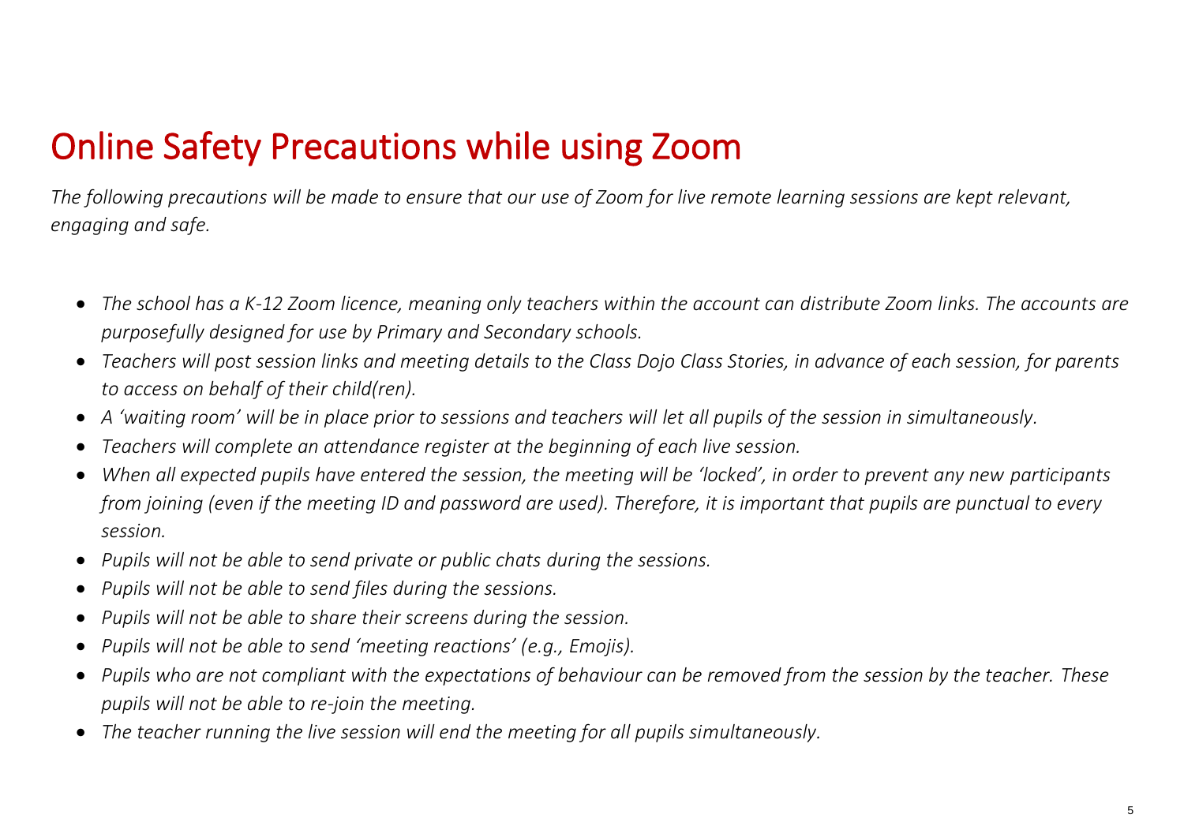# Online Safety Precautions while using Zoom

*The following precautions will be made to ensure that our use of Zoom for live remote learning sessions are kept relevant, engaging and safe.*

- *The school has a K-12 Zoom licence, meaning only teachers within the account can distribute Zoom links. The accounts are purposefully designed for use by Primary and Secondary schools.*
- *Teachers will post session links and meeting details to the Class Dojo Class Stories, in advance of each session, for parents to access on behalf of their child(ren).*
- *A 'waiting room' will be in place prior to sessions and teachers will let all pupils of the session in simultaneously.*
- *Teachers will complete an attendance register at the beginning of each live session.*
- *When all expected pupils have entered the session, the meeting will be 'locked', in order to prevent any new participants from joining (even if the meeting ID and password are used). Therefore, it is important that pupils are punctual to every session.*
- *Pupils will not be able to send private or public chats during the sessions.*
- *Pupils will not be able to send files during the sessions.*
- *Pupils will not be able to share their screens during the session.*
- *Pupils will not be able to send 'meeting reactions' (e.g., Emojis).*
- *Pupils who are not compliant with the expectations of behaviour can be removed from the session by the teacher. These pupils will not be able to re-join the meeting.*
- *The teacher running the live session will end the meeting for all pupils simultaneously.*